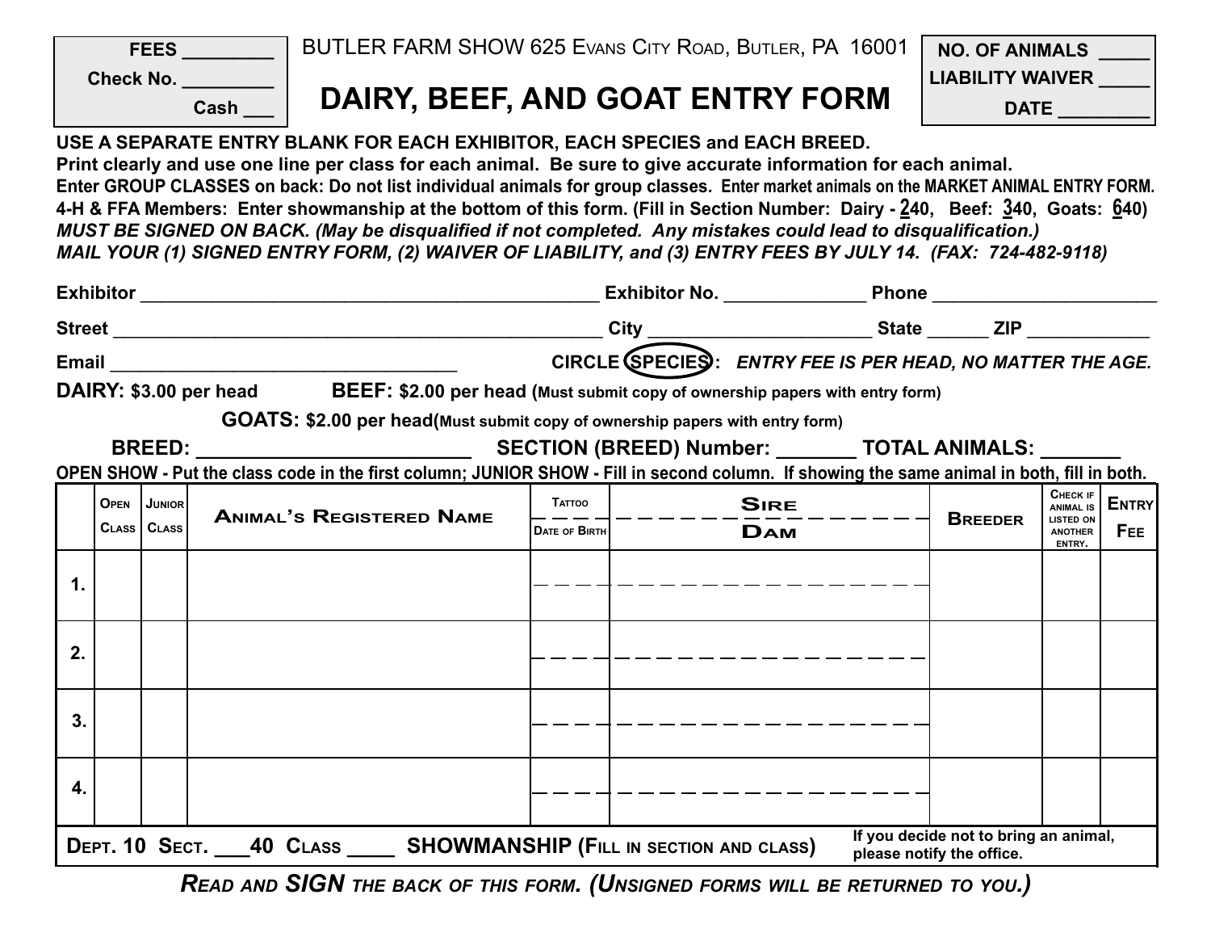| | |
|---|---|
| FEES ________ | NO. OF ANIMALS ____ |
| Check No. ________ | LIABILITY WAIVER ____ |
| Cash ___ | DATE ________ |

BUTLER FARM SHOW 625 EVANS CITY ROAD, BUTLER, PA 16001

# DAIRY, BEEF, AND GOAT ENTRY FORM

**USE A SEPARATE ENTRY BLANK FOR EACH EXHIBITOR, EACH SPECIES and EACH BREED.**
**Print clearly and use one line per class for each animal. Be sure to give accurate information for each animal.**
**Enter GROUP CLASSES on back: Do not list individual animals for group classes. Enter market animals on the MARKET ANIMAL ENTRY FORM.**
**4-H & FFA Members: Enter showmanship at the bottom of this form. (Fill in Section Number: Dairy - 240, Beef: 340, Goats: 640)**
***MUST BE SIGNED ON BACK. (May be disqualified if not completed. Any mistakes could lead to disqualification.)***
***MAIL YOUR (1) SIGNED ENTRY FORM, (2) WAIVER OF LIABILITY, and (3) ENTRY FEES BY JULY 14. (FAX: 724-482-9118)***

**Exhibitor** ____________________________________________ **Exhibitor No.** ______________ **Phone** ______________________

**Street** ________________________________________________ **City** ______________________ **State** ______ **ZIP** ___________

**Email** __________________________________ **CIRCLE SPECIES:** ***ENTRY FEE IS PER HEAD, NO MATTER THE AGE.***

**DAIRY: $3.00 per head** **BEEF: $2.00 per head (Must submit copy of ownership papers with entry form)**

**GOATS: $2.00 per head(Must submit copy of ownership papers with entry form)**

**BREED:** ________________________ **SECTION (BREED) Number:** _______ **TOTAL ANIMALS:** _______

**OPEN SHOW - Put the class code in the first column; JUNIOR SHOW - Fill in second column. If showing the same animal in both, fill in both.**

| | Open Class | Junior Class | Animal's Registered Name | Tattoo / Date of Birth | Sire / Dam | Breeder | Check if animal is listed on another entry. | Entry Fee |
|---|---|---|---|---|---|---|---|---|
| 1. | | | | | | | | |
| 2. | | | | | | | | |
| 3. | | | | | | | | |
| 4. | | | | | | | | |

**DEPT. 10 SECT. ___40 CLASS ____ SHOWMANSHIP (FILL IN SECTION AND CLASS)** If you decide not to bring an animal, please notify the office.

***READ AND SIGN THE BACK OF THIS FORM. (UNSIGNED FORMS WILL BE RETURNED TO YOU.)***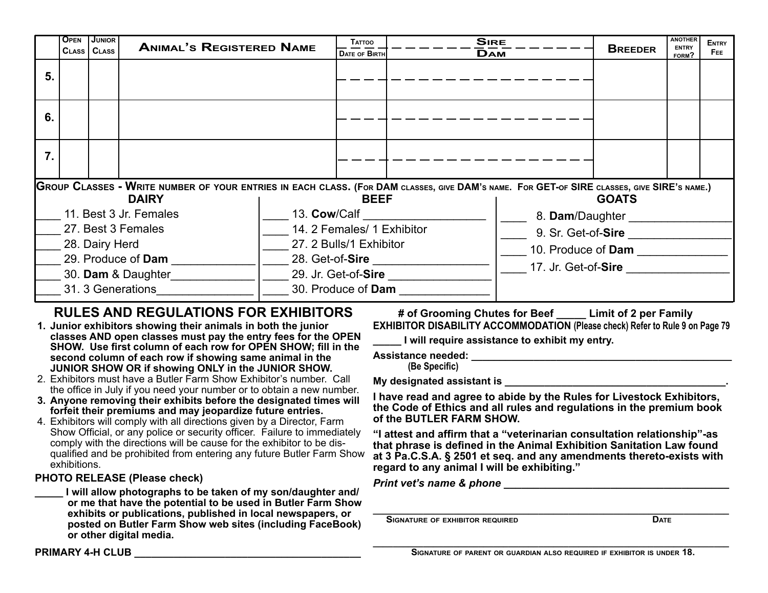| | Open Class | Junior Class | Animal's Registered Name | Tattoo / Date of Birth | Sire / Dam | Breeder | another entry form? | Entry Fee |
|---|---|---|---|---|---|---|---|---|
| 5. | | | | | | | | |
| 6. | | | | | | | | |
| 7. | | | | | | | | |

**Group Classes - Write number of your entries in each class. (For DAM classes, give DAM's name. For GET-of SIRE classes, give SIRE's name.)**

| DAIRY | BEEF | GOATS |
|---|---|---|
| ____ 11. Best 3 Jr. Females | ____ 13. **Cow**/Calf __________________ | ____ 8. **Dam**/Daughter ________________ |
| ____ 27. Best 3 Females | ____ 14. 2 Females/ 1 Exhibitor | ____ 9. Sr. Get-of-**Sire** ________________ |
| ____ 28. Dairy Herd | ____ 27. 2 Bulls/1 Exhibitor | ____ 10. Produce of **Dam** ______________ |
| ____ 29. Produce of **Dam** _____________ | ____ 28. Get-of-**Sire** _________________ | ____ 17. Jr. Get-of-**Sire** ________________ |
| ____ 30. **Dam** & Daughter_____________ | ____ 29. Jr. Get-of-**Sire** ________________ | |
| ____ 31. 3 Generations_______________ | ____ 30. Produce of **Dam** ______________ | |

## RULES AND REGULATIONS FOR EXHIBITORS

1. **Junior exhibitors showing their animals in both the junior classes AND open classes must pay the entry fees for the OPEN SHOW. Use first column of each row for OPEN SHOW; fill in the second column of each row if showing same animal in the JUNIOR SHOW OR if showing ONLY in the JUNIOR SHOW.**
2. Exhibitors must have a Butler Farm Show Exhibitor's number. Call the office in July if you need your number or to obtain a new number.
3. **Anyone removing their exhibits before the designated times will forfeit their premiums and may jeopardize future entries.**
4. Exhibitors will comply with all directions given by a Director, Farm Show Official, or any police or security officer. Failure to immediately comply with the directions will be cause for the exhibitor to be disqualified and be prohibited from entering any future Butler Farm Show exhibitions.

**PHOTO RELEASE (Please check)**

**_____ I will allow photographs to be taken of my son/daughter and/ or me that have the potential to be used in Butler Farm Show exhibits or publications, published in local newspapers, or posted on Butler Farm Show web sites (including FaceBook) or other digital media.**

**PRIMARY 4-H CLUB ________________________________________**

**# of Grooming Chutes for Beef _____ Limit of 2 per Family**

**EXHIBITOR DISABILITY ACCOMMODATION (Please check) Refer to Rule 9 on Page 79**

**_____ I will require assistance to exhibit my entry.**

**Assistance needed: _______________________________________________**
**(Be Specific)**

**My designated assistant is _______________________________________.**

**I have read and agree to abide by the Rules for Livestock Exhibitors, the Code of Ethics and all rules and regulations in the premium book of the BUTLER FARM SHOW.**

**"I attest and affirm that a "veterinarian consultation relationship"-as that phrase is defined in the Animal Exhibition Sanitation Law found at 3 Pa.C.S.A. § 2501 et seq. and any amendments thereto-exists with regard to any animal I will be exhibiting."**

***Print vet's name & phone* ________________________________________**

_________________________________________________________________
**Signature of exhibitor required** — **Date**

_________________________________________________________________
**Signature of parent or guardian also required if exhibitor is under 18.**